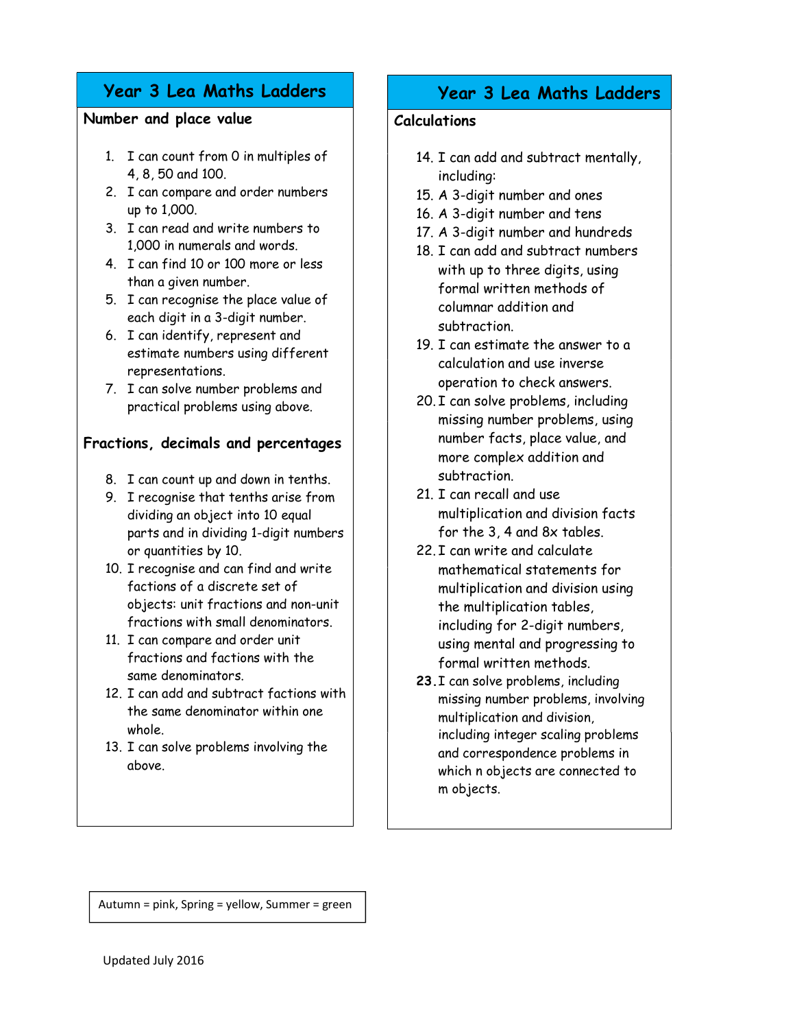# Year 3 Lea Maths Ladders

## Number and place value

1. I can count from 0 in multiples of 4, 8, 50 and 100.
2. I can compare and order numbers up to 1,000.
3. I can read and write numbers to 1,000 in numerals and words.
4. I can find 10 or 100 more or less than a given number.
5. I can recognise the place value of each digit in a 3-digit number.
6. I can identify, represent and estimate numbers using different representations.
7. I can solve number problems and practical problems using above.

## Fractions, decimals and percentages

8. I can count up and down in tenths.
9. I recognise that tenths arise from dividing an object into 10 equal parts and in dividing 1-digit numbers or quantities by 10.
10. I recognise and can find and write factions of a discrete set of objects: unit fractions and non-unit fractions with small denominators.
11. I can compare and order unit fractions and factions with the same denominators.
12. I can add and subtract factions with the same denominator within one whole.
13. I can solve problems involving the above.

# Year 3 Lea Maths Ladders

## Calculations

14. I can add and subtract mentally, including:
15. A 3-digit number and ones
16. A 3-digit number and tens
17. A 3-digit number and hundreds
18. I can add and subtract numbers with up to three digits, using formal written methods of columnar addition and subtraction.
19. I can estimate the answer to a calculation and use inverse operation to check answers.
20. I can solve problems, including missing number problems, using number facts, place value, and more complex addition and subtraction.
21. I can recall and use multiplication and division facts for the 3, 4 and 8x tables.
22. I can write and calculate mathematical statements for multiplication and division using the multiplication tables, including for 2-digit numbers, using mental and progressing to formal written methods.
23. I can solve problems, including missing number problems, involving multiplication and division, including integer scaling problems and correspondence problems in which n objects are connected to m objects.

Autumn = pink, Spring = yellow, Summer = green

Updated July 2016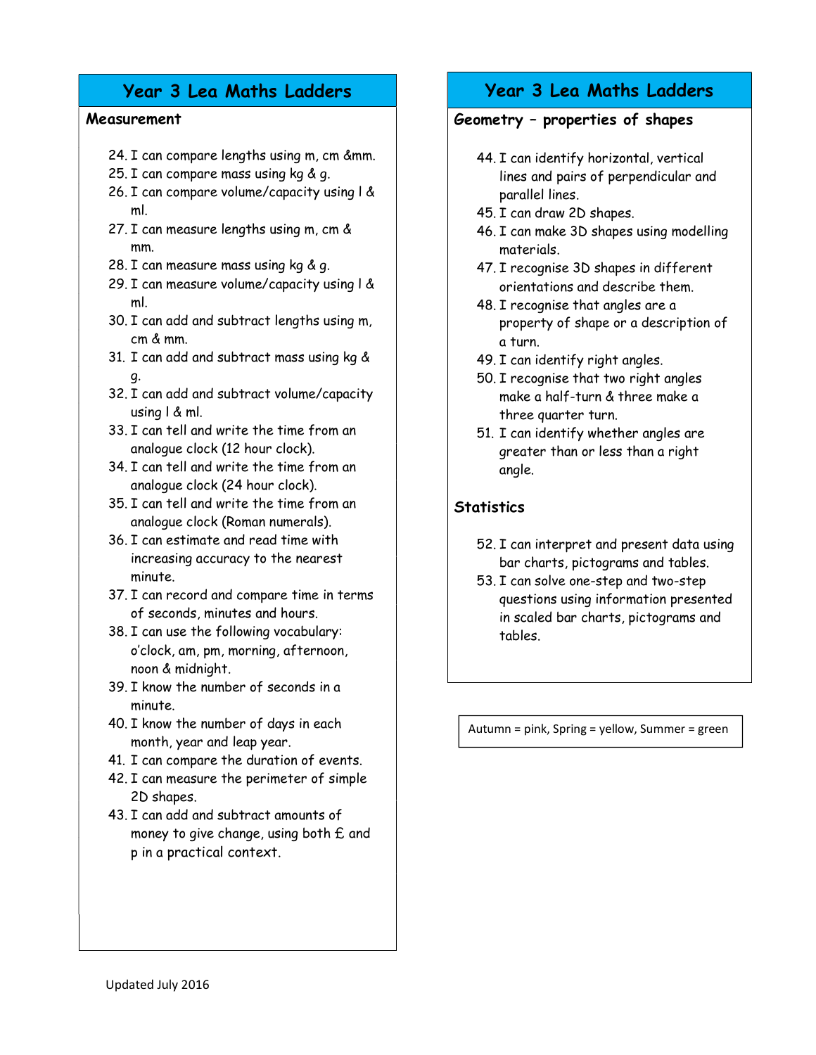## Year 3 Lea Maths Ladders

### Measurement

24. I can compare lengths using m, cm &mm.
25. I can compare mass using kg & g.
26. I can compare volume/capacity using l & ml.
27. I can measure lengths using m, cm & mm.
28. I can measure mass using kg & g.
29. I can measure volume/capacity using l & ml.
30. I can add and subtract lengths using m, cm & mm.
31. I can add and subtract mass using kg & g.
32. I can add and subtract volume/capacity using l & ml.
33. I can tell and write the time from an analogue clock (12 hour clock).
34. I can tell and write the time from an analogue clock (24 hour clock).
35. I can tell and write the time from an analogue clock (Roman numerals).
36. I can estimate and read time with increasing accuracy to the nearest minute.
37. I can record and compare time in terms of seconds, minutes and hours.
38. I can use the following vocabulary: o'clock, am, pm, morning, afternoon, noon & midnight.
39. I know the number of seconds in a minute.
40. I know the number of days in each month, year and leap year.
41. I can compare the duration of events.
42. I can measure the perimeter of simple 2D shapes.
43. I can add and subtract amounts of money to give change, using both £ and p in a practical context.

## Year 3 Lea Maths Ladders

### Geometry – properties of shapes

44. I can identify horizontal, vertical lines and pairs of perpendicular and parallel lines.
45. I can draw 2D shapes.
46. I can make 3D shapes using modelling materials.
47. I recognise 3D shapes in different orientations and describe them.
48. I recognise that angles are a property of shape or a description of a turn.
49. I can identify right angles.
50. I recognise that two right angles make a half-turn & three make a three quarter turn.
51. I can identify whether angles are greater than or less than a right angle.

### Statistics

52. I can interpret and present data using bar charts, pictograms and tables.
53. I can solve one-step and two-step questions using information presented in scaled bar charts, pictograms and tables.

Autumn = pink, Spring = yellow, Summer = green

Updated July 2016